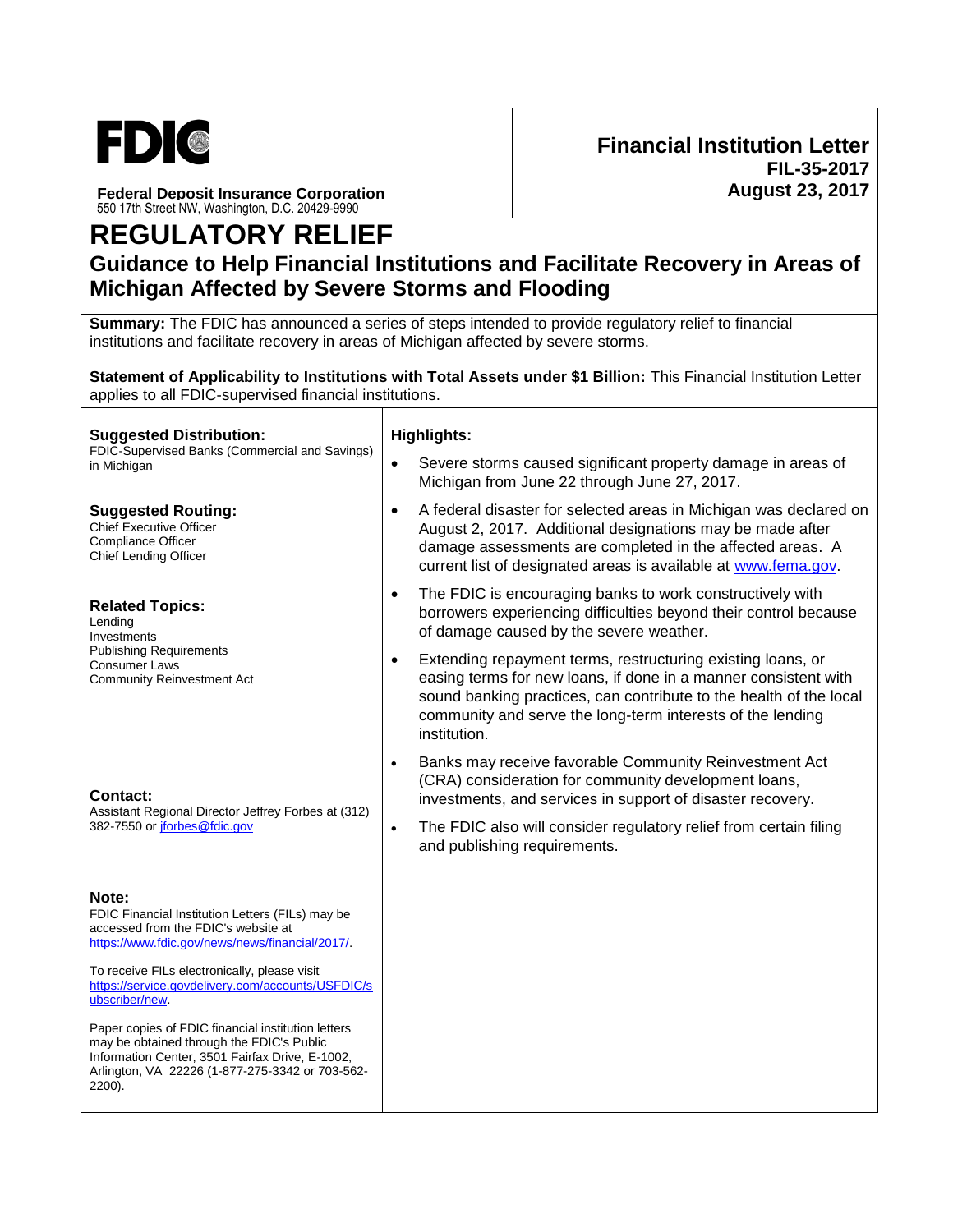FDIC

**Federal Deposit Insurance Corporation**
550 17th Street NW, Washington, D.C. 20429-9990

**Financial Institution Letter**
**FIL-35-2017**
**August 23, 2017**

# REGULATORY RELIEF

## Guidance to Help Financial Institutions and Facilitate Recovery in Areas of Michigan Affected by Severe Storms and Flooding

**Summary:** The FDIC has announced a series of steps intended to provide regulatory relief to financial institutions and facilitate recovery in areas of Michigan affected by severe storms.

**Statement of Applicability to Institutions with Total Assets under $1 Billion:** This Financial Institution Letter applies to all FDIC-supervised financial institutions.

**Suggested Distribution:**
FDIC-Supervised Banks (Commercial and Savings) in Michigan

**Suggested Routing:**
Chief Executive Officer
Compliance Officer
Chief Lending Officer

**Related Topics:**
Lending
Investments
Publishing Requirements
Consumer Laws
Community Reinvestment Act

**Contact:**
Assistant Regional Director Jeffrey Forbes at (312) 382-7550 or jforbes@fdic.gov

**Note:**
FDIC Financial Institution Letters (FILs) may be accessed from the FDIC's website at https://www.fdic.gov/news/news/financial/2017/.

To receive FILs electronically, please visit https://service.govdelivery.com/accounts/USFDIC/subscriber/new.

Paper copies of FDIC financial institution letters may be obtained through the FDIC's Public Information Center, 3501 Fairfax Drive, E-1002, Arlington, VA 22226 (1-877-275-3342 or 703-562-2200).

**Highlights:**

- Severe storms caused significant property damage in areas of Michigan from June 22 through June 27, 2017.
- A federal disaster for selected areas in Michigan was declared on August 2, 2017. Additional designations may be made after damage assessments are completed in the affected areas. A current list of designated areas is available at www.fema.gov.
- The FDIC is encouraging banks to work constructively with borrowers experiencing difficulties beyond their control because of damage caused by the severe weather.
- Extending repayment terms, restructuring existing loans, or easing terms for new loans, if done in a manner consistent with sound banking practices, can contribute to the health of the local community and serve the long-term interests of the lending institution.
- Banks may receive favorable Community Reinvestment Act (CRA) consideration for community development loans, investments, and services in support of disaster recovery.
- The FDIC also will consider regulatory relief from certain filing and publishing requirements.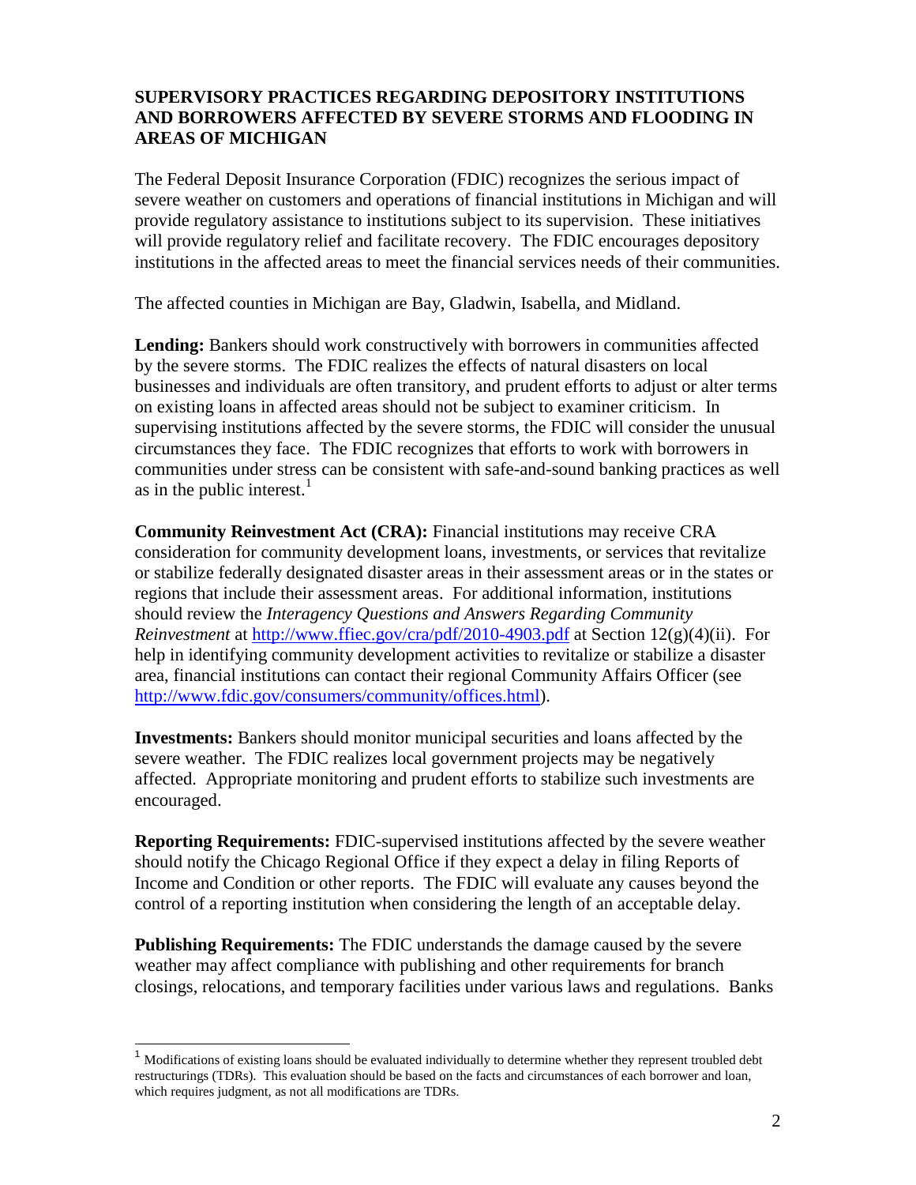## SUPERVISORY PRACTICES REGARDING DEPOSITORY INSTITUTIONS AND BORROWERS AFFECTED BY SEVERE STORMS AND FLOODING IN AREAS OF MICHIGAN

The Federal Deposit Insurance Corporation (FDIC) recognizes the serious impact of severe weather on customers and operations of financial institutions in Michigan and will provide regulatory assistance to institutions subject to its supervision. These initiatives will provide regulatory relief and facilitate recovery. The FDIC encourages depository institutions in the affected areas to meet the financial services needs of their communities.

The affected counties in Michigan are Bay, Gladwin, Isabella, and Midland.

**Lending:** Bankers should work constructively with borrowers in communities affected by the severe storms. The FDIC realizes the effects of natural disasters on local businesses and individuals are often transitory, and prudent efforts to adjust or alter terms on existing loans in affected areas should not be subject to examiner criticism. In supervising institutions affected by the severe storms, the FDIC will consider the unusual circumstances they face. The FDIC recognizes that efforts to work with borrowers in communities under stress can be consistent with safe-and-sound banking practices as well as in the public interest.[1]

**Community Reinvestment Act (CRA):** Financial institutions may receive CRA consideration for community development loans, investments, or services that revitalize or stabilize federally designated disaster areas in their assessment areas or in the states or regions that include their assessment areas. For additional information, institutions should review the *Interagency Questions and Answers Regarding Community Reinvestment* at http://www.ffiec.gov/cra/pdf/2010-4903.pdf at Section 12(g)(4)(ii). For help in identifying community development activities to revitalize or stabilize a disaster area, financial institutions can contact their regional Community Affairs Officer (see http://www.fdic.gov/consumers/community/offices.html).

**Investments:** Bankers should monitor municipal securities and loans affected by the severe weather. The FDIC realizes local government projects may be negatively affected. Appropriate monitoring and prudent efforts to stabilize such investments are encouraged.

**Reporting Requirements:** FDIC-supervised institutions affected by the severe weather should notify the Chicago Regional Office if they expect a delay in filing Reports of Income and Condition or other reports. The FDIC will evaluate any causes beyond the control of a reporting institution when considering the length of an acceptable delay.

**Publishing Requirements:** The FDIC understands the damage caused by the severe weather may affect compliance with publishing and other requirements for branch closings, relocations, and temporary facilities under various laws and regulations. Banks

---

[1] Modifications of existing loans should be evaluated individually to determine whether they represent troubled debt restructurings (TDRs). This evaluation should be based on the facts and circumstances of each borrower and loan, which requires judgment, as not all modifications are TDRs.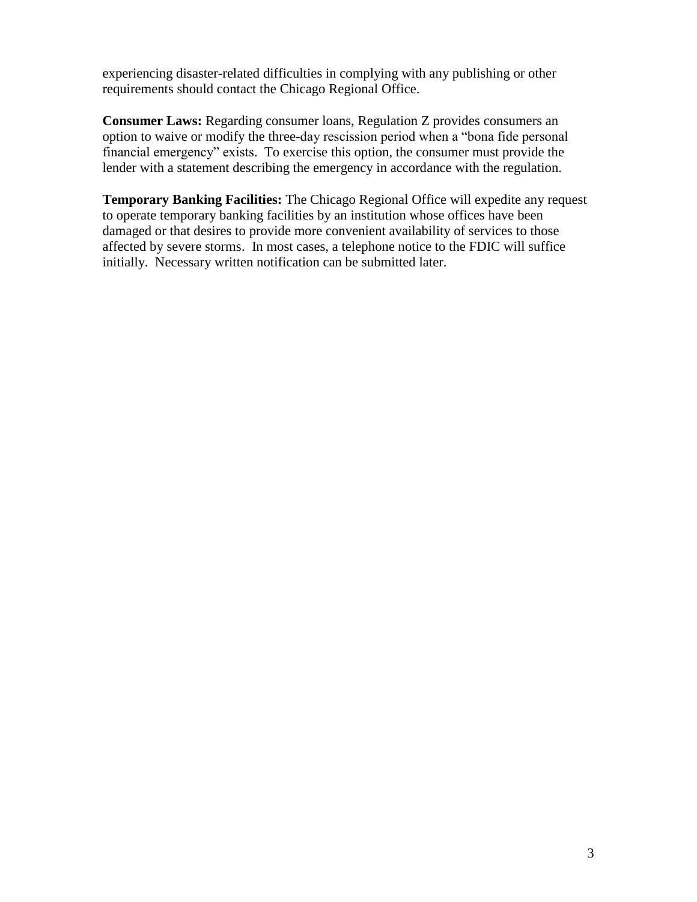experiencing disaster-related difficulties in complying with any publishing or other requirements should contact the Chicago Regional Office.

**Consumer Laws:** Regarding consumer loans, Regulation Z provides consumers an option to waive or modify the three-day rescission period when a "bona fide personal financial emergency" exists. To exercise this option, the consumer must provide the lender with a statement describing the emergency in accordance with the regulation.

**Temporary Banking Facilities:** The Chicago Regional Office will expedite any request to operate temporary banking facilities by an institution whose offices have been damaged or that desires to provide more convenient availability of services to those affected by severe storms. In most cases, a telephone notice to the FDIC will suffice initially. Necessary written notification can be submitted later.